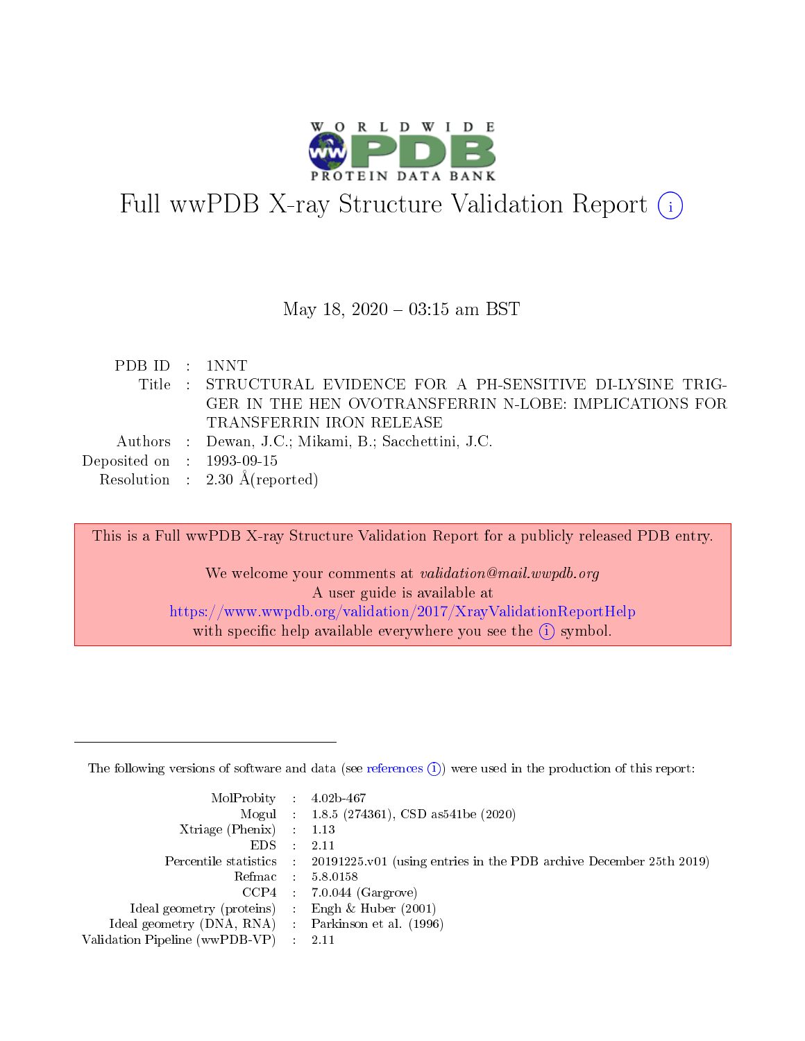# Full wwPDB X-ray Structure Validation Report (i)

May 18, 2020 – 03:15 am BST

| | | |
|---|---|---|
| PDB ID | : | 1NNT |
| Title | : | STRUCTURAL EVIDENCE FOR A PH-SENSITIVE DI-LYSINE TRIGGER IN THE HEN OVOTRANSFERRIN N-LOBE: IMPLICATIONS FOR TRANSFERRIN IRON RELEASE |
| Authors | : | Dewan, J.C.; Mikami, B.; Sacchettini, J.C. |
| Deposited on | : | 1993-09-15 |
| Resolution | : | 2.30 Å(reported) |

This is a Full wwPDB X-ray Structure Validation Report for a publicly released PDB entry.

We welcome your comments at *validation@mail.wwpdb.org*
A user guide is available at
https://www.wwpdb.org/validation/2017/XrayValidationReportHelp
with specific help available everywhere you see the (i) symbol.

---

The following versions of software and data (see references (i)) were used in the production of this report:

| | | |
|---|---|---|
| MolProbity | : | 4.02b-467 |
| Mogul | : | 1.8.5 (274361), CSD as541be (2020) |
| Xtriage (Phenix) | : | 1.13 |
| EDS | : | 2.11 |
| Percentile statistics | : | 20191225.v01 (using entries in the PDB archive December 25th 2019) |
| Refmac | : | 5.8.0158 |
| CCP4 | : | 7.0.044 (Gargrove) |
| Ideal geometry (proteins) | : | Engh & Huber (2001) |
| Ideal geometry (DNA, RNA) | : | Parkinson et al. (1996) |
| Validation Pipeline (wwPDB-VP) | : | 2.11 |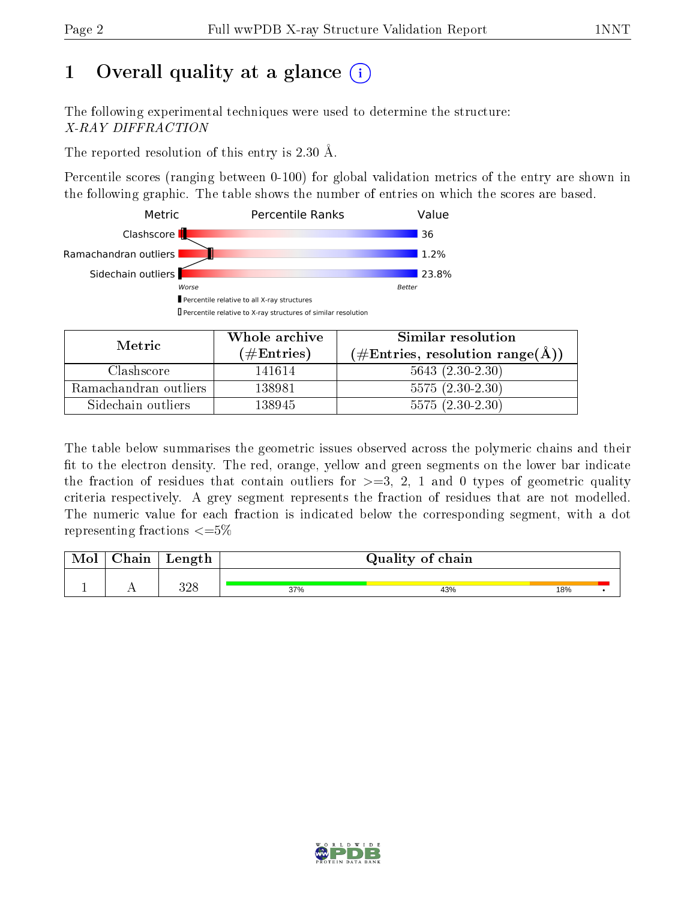# 1 Overall quality at a glance (i)

The following experimental techniques were used to determine the structure:
*X-RAY DIFFRACTION*

The reported resolution of this entry is 2.30 Å.

Percentile scores (ranging between 0-100) for global validation metrics of the entry are shown in the following graphic. The table shows the number of entries on which the scores are based.

| Metric | Value |
|---|---|
| Clashscore | 36 |
| Ramachandran outliers | 1.2% |
| Sidechain outliers | 23.8% |

Worse — Better

▮ Percentile relative to all X-ray structures
▯ Percentile relative to X-ray structures of similar resolution

| Metric | Whole archive (#Entries) | Similar resolution (#Entries, resolution range(Å)) |
|---|---|---|
| Clashscore | 141614 | 5643 (2.30-2.30) |
| Ramachandran outliers | 138981 | 5575 (2.30-2.30) |
| Sidechain outliers | 138945 | 5575 (2.30-2.30) |

The table below summarises the geometric issues observed across the polymeric chains and their fit to the electron density. The red, orange, yellow and green segments on the lower bar indicate the fraction of residues that contain outliers for >=3, 2, 1 and 0 types of geometric quality criteria respectively. A grey segment represents the fraction of residues that are not modelled. The numeric value for each fraction is indicated below the corresponding segment, with a dot representing fractions <=5%

| Mol | Chain | Length | Quality of chain |
|---|---|---|---|
| 1 | A | 328 | 37% · 43% · 18% · • |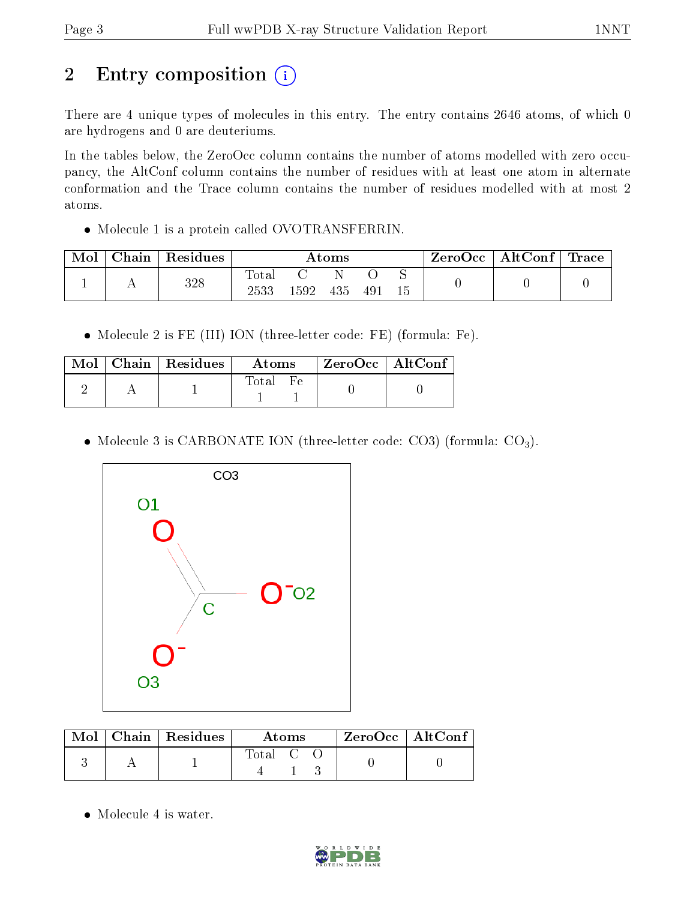# 2 Entry composition

There are 4 unique types of molecules in this entry. The entry contains 2646 atoms, of which 0 are hydrogens and 0 are deuteriums.

In the tables below, the ZeroOcc column contains the number of atoms modelled with zero occupancy, the AltConf column contains the number of residues with at least one atom in alternate conformation and the Trace column contains the number of residues modelled with at most 2 atoms.

- Molecule 1 is a protein called OVOTRANSFERRIN.

| Mol | Chain | Residues | Atoms | | | | | ZeroOcc | AltConf | Trace |
|---|---|---|---|---|---|---|---|---|---|---|
| 1 | A | 328 | Total<br>2533 | C<br>1592 | N<br>435 | O<br>491 | S<br>15 | 0 | 0 | 0 |

- Molecule 2 is FE (III) ION (three-letter code: FE) (formula: Fe).

| Mol | Chain | Residues | Atoms | | ZeroOcc | AltConf |
|---|---|---|---|---|---|---|
| 2 | A | 1 | Total<br>1 | Fe<br>1 | 0 | 0 |

- Molecule 3 is CARBONATE ION (three-letter code: CO3) (formula: $CO_3$).

| Mol | Chain | Residues | Atoms | | | ZeroOcc | AltConf |
|---|---|---|---|---|---|---|---|
| 3 | A | 1 | Total<br>4 | C<br>1 | O<br>3 | 0 | 0 |

- Molecule 4 is water.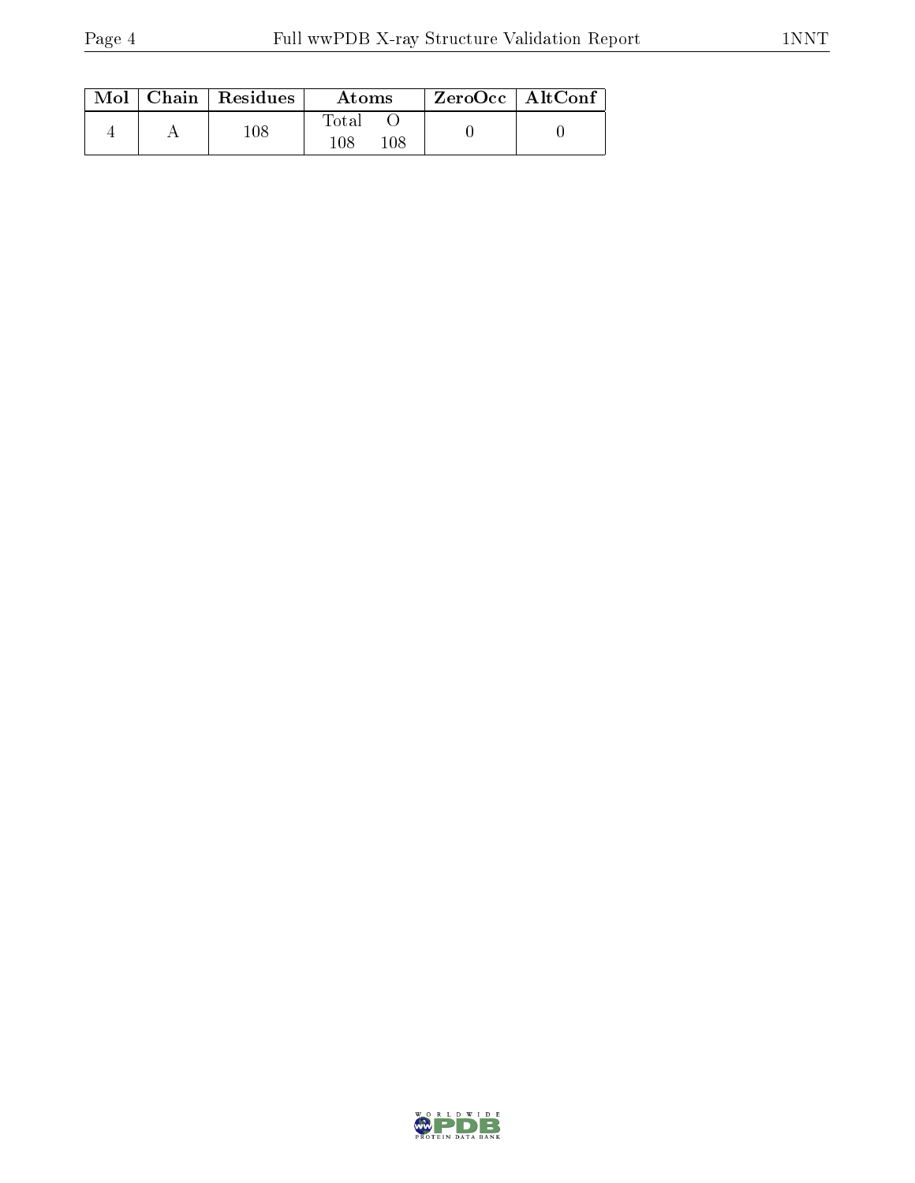| Mol | Chain | Residues | Atoms | | ZeroOcc | AltConf |
|---|---|---|---|---|---|---|
| | | | Total | O | | |
| 4 | A | 108 | 108 | 108 | 0 | 0 |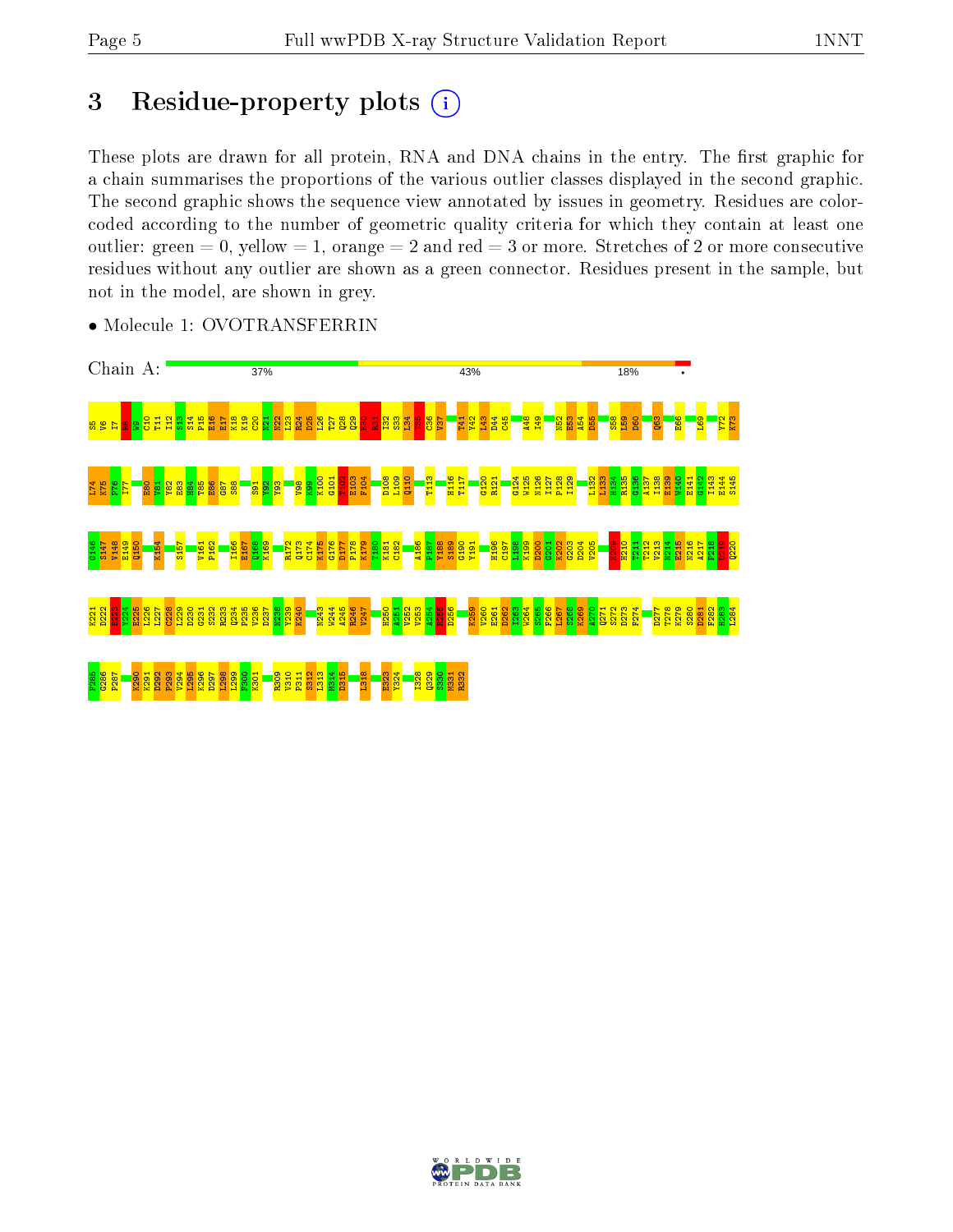# 3 Residue-property plots

These plots are drawn for all protein, RNA and DNA chains in the entry. The first graphic for a chain summarises the proportions of the various outlier classes displayed in the second graphic. The second graphic shows the sequence view annotated by issues in geometry. Residues are color-coded according to the number of geometric quality criteria for which they contain at least one outlier: green = 0, yellow = 1, orange = 2 and red = 3 or more. Stretches of 2 or more consecutive residues without any outlier are shown as a green connector. Residues present in the sample, but not in the model, are shown in grey.

- Molecule 1: OVOTRANSFERRIN

Chain A: 37% 43% 18% •

S5 V6 I7 R8 W9 C10 T11 I12 S13 S14 P15 E16 E17 K18 K19 C20 N21 N22 L23 R24 D25 L26 T27 Q28 Q29 E30 R31 I32 S33 L34 T35 C36 V37 T41 Y42 L43 D44 C45 A48 I49 N52 E53 A54 D55 S58 L59 D60 Q63 E66 L69 Y72 K73 L74 K75 P76 I77 E80 V81 Y82 E83 H84 T85 E86 G87 S88 S91 Y92 Y93 V98 A99 K100 G101 T102 E103 F104 D108 L109 Q110 T113 H116 T117 G120 R121 G124 W125 N126 I127 P128 I129 L132 L133 H134 R135 G136 A137 I138 E139 W140 E141 G142 I143 E144 S145 G146 S147 V148 E149 Q150 K154 S157 V161 P162 I166 E167 Q168 K169 R172 Q173 C174 K175 G176 D177 P178 K179 T180 K181 C182 A186 P187 Y188 S189 G190 Y191 H196 C197 L198 K199 D200 G201 K202 G203 D204 V205 K209 H210 T211 T212 V213 N214 E215 N216 A217 P218 D219 Q220 K221 D222 E223 Y224 E225 L226 L227 C228 L229 D230 G231 S232 R233 Q234 P235 V236 D237 N238 Y239 K240 N243 W244 A245 R246 V247 H250 A251 V252 V253 A254 R255 D256 K259 V260 E261 D262 I263 W264 S265 F266 L267 S268 K269 A270 Q271 S272 D273 F274 D277 T278 K279 S280 D281 F282 H283 L284 F285 G286 P287 K290 K291 D292 P293 V294 L295 K296 D297 L298 L299 F300 K301 R309 V310 P311 S312 L313 M314 D315 L318 E323 Y324 I328 Q329 S330 M331 R332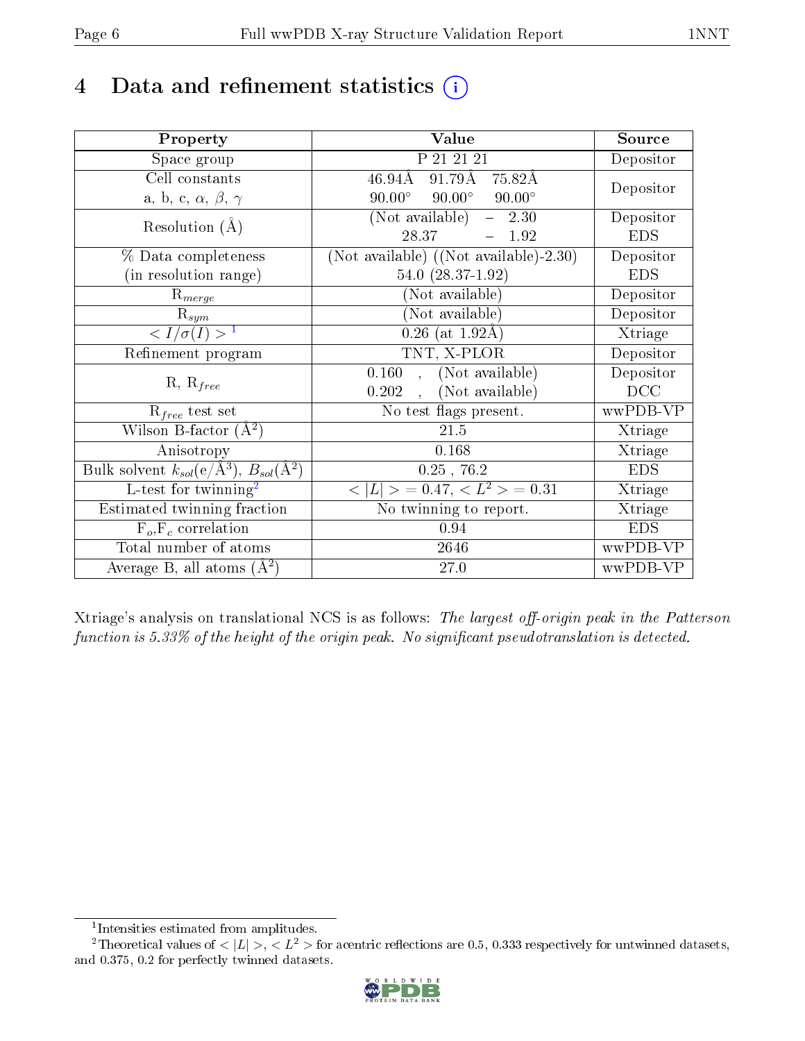# 4 Data and refinement statistics ⓘ

| Property | Value | Source |
|---|---|---|
| Space group | P 21 21 21 | Depositor |
| Cell constants<br>a, b, c, $\alpha$, $\beta$, $\gamma$ | 46.94Å 91.79Å 75.82Å<br>90.00° 90.00° 90.00° | Depositor |
| Resolution (Å) | (Not available) – 2.30<br>28.37 – 1.92 | Depositor<br>EDS |
| % Data completeness<br>(in resolution range) | (Not available) ((Not available)-2.30)<br>54.0 (28.37-1.92) | Depositor<br>EDS |
| $R_{merge}$ | (Not available) | Depositor |
| $R_{sym}$ | (Not available) | Depositor |
| $< I/\sigma(I) >$ [1] | 0.26 (at 1.92Å) | Xtriage |
| Refinement program | TNT, X-PLOR | Depositor |
| R, $R_{free}$ | 0.160 , (Not available)<br>0.202 , (Not available) | Depositor<br>DCC |
| $R_{free}$ test set | No test flags present. | wwPDB-VP |
| Wilson B-factor (Å$^2$) | 21.5 | Xtriage |
| Anisotropy | 0.168 | Xtriage |
| Bulk solvent $k_{sol}$(e/Å$^3$), $B_{sol}$(Å$^2$) | 0.25 , 76.2 | EDS |
| L-test for twinning[2] | $< \|L\| > = 0.47$, $< L^2 > = 0.31$ | Xtriage |
| Estimated twinning fraction | No twinning to report. | Xtriage |
| $F_o$,$F_c$ correlation | 0.94 | EDS |
| Total number of atoms | 2646 | wwPDB-VP |
| Average B, all atoms (Å$^2$) | 27.0 | wwPDB-VP |

Xtriage's analysis on translational NCS is as follows: *The largest off-origin peak in the Patterson function is 5.33% of the height of the origin peak. No significant pseudotranslation is detected.*

[1] Intensities estimated from amplitudes.

[2] Theoretical values of $< |L| >$, $< L^2 >$ for acentric reflections are 0.5, 0.333 respectively for untwinned datasets, and 0.375, 0.2 for perfectly twinned datasets.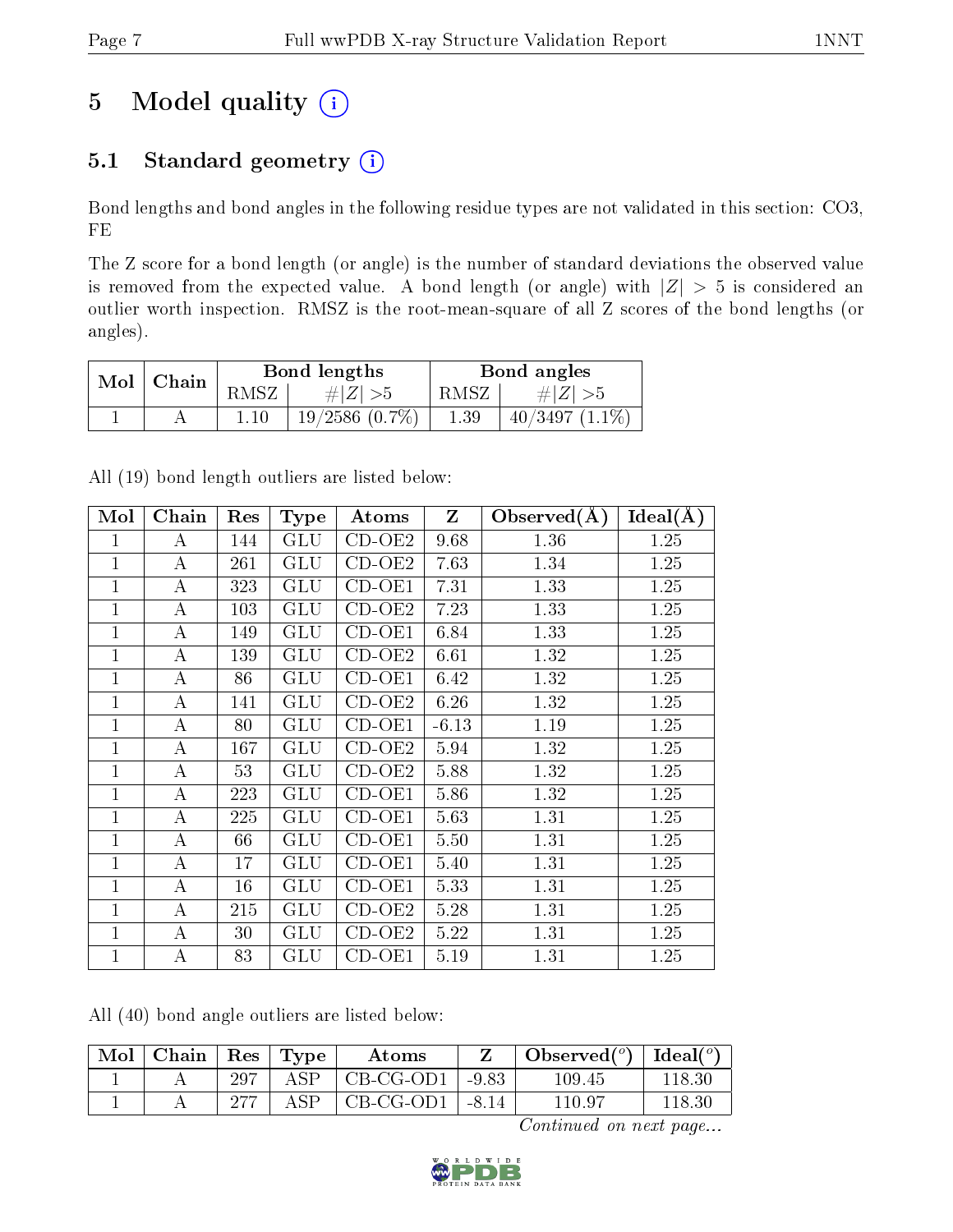# 5 Model quality (i)

## 5.1 Standard geometry (i)

Bond lengths and bond angles in the following residue types are not validated in this section: CO3, FE

The Z score for a bond length (or angle) is the number of standard deviations the observed value is removed from the expected value. A bond length (or angle) with $|Z| > 5$ is considered an outlier worth inspection. RMSZ is the root-mean-square of all Z scores of the bond lengths (or angles).

| Mol | Chain | Bond lengths | | Bond angles | |
|---|---|---|---|---|---|
| | | RMSZ | #\|Z\| >5 | RMSZ | #\|Z\| >5 |
| 1 | A | 1.10 | 19/2586 (0.7%) | 1.39 | 40/3497 (1.1%) |

All (19) bond length outliers are listed below:

| Mol | Chain | Res | Type | Atoms | Z | Observed(Å) | Ideal(Å) |
|---|---|---|---|---|---|---|---|
| 1 | A | 144 | GLU | CD-OE2 | 9.68 | 1.36 | 1.25 |
| 1 | A | 261 | GLU | CD-OE2 | 7.63 | 1.34 | 1.25 |
| 1 | A | 323 | GLU | CD-OE1 | 7.31 | 1.33 | 1.25 |
| 1 | A | 103 | GLU | CD-OE2 | 7.23 | 1.33 | 1.25 |
| 1 | A | 149 | GLU | CD-OE1 | 6.84 | 1.33 | 1.25 |
| 1 | A | 139 | GLU | CD-OE2 | 6.61 | 1.32 | 1.25 |
| 1 | A | 86 | GLU | CD-OE1 | 6.42 | 1.32 | 1.25 |
| 1 | A | 141 | GLU | CD-OE2 | 6.26 | 1.32 | 1.25 |
| 1 | A | 80 | GLU | CD-OE1 | -6.13 | 1.19 | 1.25 |
| 1 | A | 167 | GLU | CD-OE2 | 5.94 | 1.32 | 1.25 |
| 1 | A | 53 | GLU | CD-OE2 | 5.88 | 1.32 | 1.25 |
| 1 | A | 223 | GLU | CD-OE1 | 5.86 | 1.32 | 1.25 |
| 1 | A | 225 | GLU | CD-OE1 | 5.63 | 1.31 | 1.25 |
| 1 | A | 66 | GLU | CD-OE1 | 5.50 | 1.31 | 1.25 |
| 1 | A | 17 | GLU | CD-OE1 | 5.40 | 1.31 | 1.25 |
| 1 | A | 16 | GLU | CD-OE1 | 5.33 | 1.31 | 1.25 |
| 1 | A | 215 | GLU | CD-OE2 | 5.28 | 1.31 | 1.25 |
| 1 | A | 30 | GLU | CD-OE2 | 5.22 | 1.31 | 1.25 |
| 1 | A | 83 | GLU | CD-OE1 | 5.19 | 1.31 | 1.25 |

All (40) bond angle outliers are listed below:

| Mol | Chain | Res | Type | Atoms | Z | Observed(°) | Ideal(°) |
|---|---|---|---|---|---|---|---|
| 1 | A | 297 | ASP | CB-CG-OD1 | -9.83 | 109.45 | 118.30 |
| 1 | A | 277 | ASP | CB-CG-OD1 | -8.14 | 110.97 | 118.30 |

*Continued on next page...*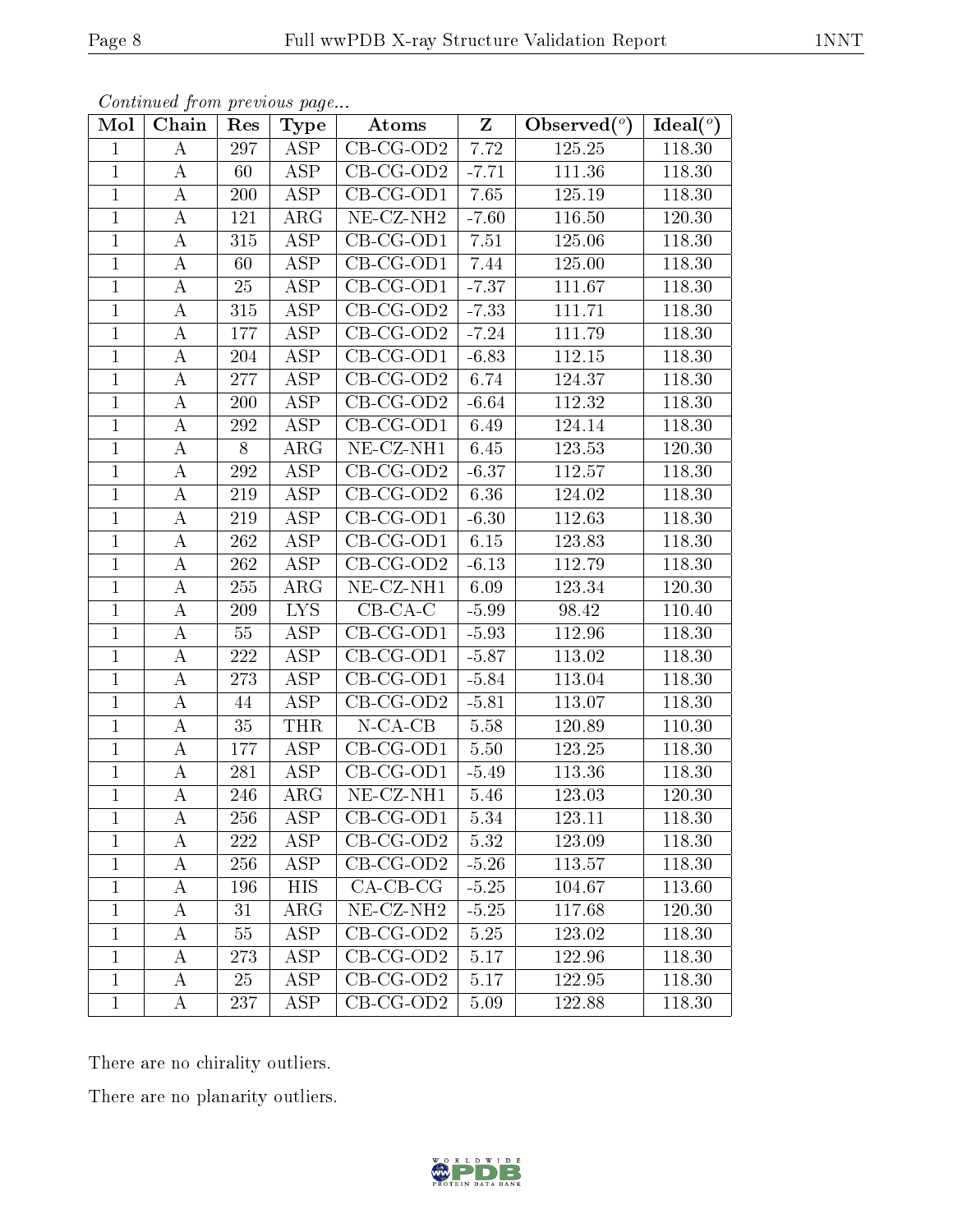*Continued from previous page...*

| Mol | Chain | Res | Type | Atoms | Z | Observed(°) | Ideal(°) |
|---|---|---|---|---|---|---|---|
| 1 | A | 297 | ASP | CB-CG-OD2 | 7.72 | 125.25 | 118.30 |
| 1 | A | 60 | ASP | CB-CG-OD2 | -7.71 | 111.36 | 118.30 |
| 1 | A | 200 | ASP | CB-CG-OD1 | 7.65 | 125.19 | 118.30 |
| 1 | A | 121 | ARG | NE-CZ-NH2 | -7.60 | 116.50 | 120.30 |
| 1 | A | 315 | ASP | CB-CG-OD1 | 7.51 | 125.06 | 118.30 |
| 1 | A | 60 | ASP | CB-CG-OD1 | 7.44 | 125.00 | 118.30 |
| 1 | A | 25 | ASP | CB-CG-OD1 | -7.37 | 111.67 | 118.30 |
| 1 | A | 315 | ASP | CB-CG-OD2 | -7.33 | 111.71 | 118.30 |
| 1 | A | 177 | ASP | CB-CG-OD2 | -7.24 | 111.79 | 118.30 |
| 1 | A | 204 | ASP | CB-CG-OD1 | -6.83 | 112.15 | 118.30 |
| 1 | A | 277 | ASP | CB-CG-OD2 | 6.74 | 124.37 | 118.30 |
| 1 | A | 200 | ASP | CB-CG-OD2 | -6.64 | 112.32 | 118.30 |
| 1 | A | 292 | ASP | CB-CG-OD1 | 6.49 | 124.14 | 118.30 |
| 1 | A | 8 | ARG | NE-CZ-NH1 | 6.45 | 123.53 | 120.30 |
| 1 | A | 292 | ASP | CB-CG-OD2 | -6.37 | 112.57 | 118.30 |
| 1 | A | 219 | ASP | CB-CG-OD2 | 6.36 | 124.02 | 118.30 |
| 1 | A | 219 | ASP | CB-CG-OD1 | -6.30 | 112.63 | 118.30 |
| 1 | A | 262 | ASP | CB-CG-OD1 | 6.15 | 123.83 | 118.30 |
| 1 | A | 262 | ASP | CB-CG-OD2 | -6.13 | 112.79 | 118.30 |
| 1 | A | 255 | ARG | NE-CZ-NH1 | 6.09 | 123.34 | 120.30 |
| 1 | A | 209 | LYS | CB-CA-C | -5.99 | 98.42 | 110.40 |
| 1 | A | 55 | ASP | CB-CG-OD1 | -5.93 | 112.96 | 118.30 |
| 1 | A | 222 | ASP | CB-CG-OD1 | -5.87 | 113.02 | 118.30 |
| 1 | A | 273 | ASP | CB-CG-OD1 | -5.84 | 113.04 | 118.30 |
| 1 | A | 44 | ASP | CB-CG-OD2 | -5.81 | 113.07 | 118.30 |
| 1 | A | 35 | THR | N-CA-CB | 5.58 | 120.89 | 110.30 |
| 1 | A | 177 | ASP | CB-CG-OD1 | 5.50 | 123.25 | 118.30 |
| 1 | A | 281 | ASP | CB-CG-OD1 | -5.49 | 113.36 | 118.30 |
| 1 | A | 246 | ARG | NE-CZ-NH1 | 5.46 | 123.03 | 120.30 |
| 1 | A | 256 | ASP | CB-CG-OD1 | 5.34 | 123.11 | 118.30 |
| 1 | A | 222 | ASP | CB-CG-OD2 | 5.32 | 123.09 | 118.30 |
| 1 | A | 256 | ASP | CB-CG-OD2 | -5.26 | 113.57 | 118.30 |
| 1 | A | 196 | HIS | CA-CB-CG | -5.25 | 104.67 | 113.60 |
| 1 | A | 31 | ARG | NE-CZ-NH2 | -5.25 | 117.68 | 120.30 |
| 1 | A | 55 | ASP | CB-CG-OD2 | 5.25 | 123.02 | 118.30 |
| 1 | A | 273 | ASP | CB-CG-OD2 | 5.17 | 122.96 | 118.30 |
| 1 | A | 25 | ASP | CB-CG-OD2 | 5.17 | 122.95 | 118.30 |
| 1 | A | 237 | ASP | CB-CG-OD2 | 5.09 | 122.88 | 118.30 |

There are no chirality outliers.

There are no planarity outliers.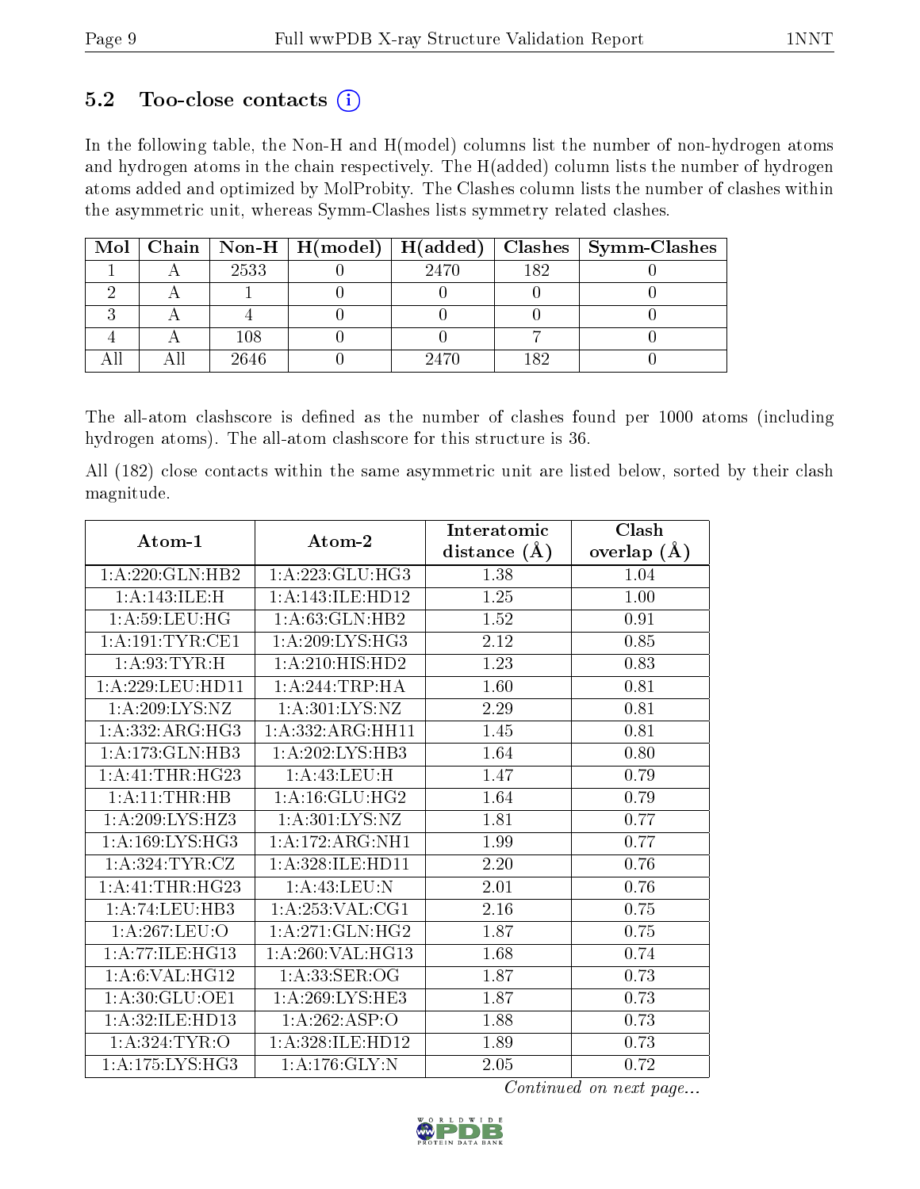## 5.2 Too-close contacts

In the following table, the Non-H and H(model) columns list the number of non-hydrogen atoms and hydrogen atoms in the chain respectively. The H(added) column lists the number of hydrogen atoms added and optimized by MolProbity. The Clashes column lists the number of clashes within the asymmetric unit, whereas Symm-Clashes lists symmetry related clashes.

| Mol | Chain | Non-H | H(model) | H(added) | Clashes | Symm-Clashes |
|---|---|---|---|---|---|---|
| 1 | A | 2533 | 0 | 2470 | 182 | 0 |
| 2 | A | 1 | 0 | 0 | 0 | 0 |
| 3 | A | 4 | 0 | 0 | 0 | 0 |
| 4 | A | 108 | 0 | 0 | 7 | 0 |
| All | All | 2646 | 0 | 2470 | 182 | 0 |

The all-atom clashscore is defined as the number of clashes found per 1000 atoms (including hydrogen atoms). The all-atom clashscore for this structure is 36.

All (182) close contacts within the same asymmetric unit are listed below, sorted by their clash magnitude.

| Atom-1 | Atom-2 | Interatomic distance (Å) | Clash overlap (Å) |
|---|---|---|---|
| 1:A:220:GLN:HB2 | 1:A:223:GLU:HG3 | 1.38 | 1.04 |
| 1:A:143:ILE:H | 1:A:143:ILE:HD12 | 1.25 | 1.00 |
| 1:A:59:LEU:HG | 1:A:63:GLN:HB2 | 1.52 | 0.91 |
| 1:A:191:TYR:CE1 | 1:A:209:LYS:HG3 | 2.12 | 0.85 |
| 1:A:93:TYR:H | 1:A:210:HIS:HD2 | 1.23 | 0.83 |
| 1:A:229:LEU:HD11 | 1:A:244:TRP:HA | 1.60 | 0.81 |
| 1:A:209:LYS:NZ | 1:A:301:LYS:NZ | 2.29 | 0.81 |
| 1:A:332:ARG:HG3 | 1:A:332:ARG:HH11 | 1.45 | 0.81 |
| 1:A:173:GLN:HB3 | 1:A:202:LYS:HB3 | 1.64 | 0.80 |
| 1:A:41:THR:HG23 | 1:A:43:LEU:H | 1.47 | 0.79 |
| 1:A:11:THR:HB | 1:A:16:GLU:HG2 | 1.64 | 0.79 |
| 1:A:209:LYS:HZ3 | 1:A:301:LYS:NZ | 1.81 | 0.77 |
| 1:A:169:LYS:HG3 | 1:A:172:ARG:NH1 | 1.99 | 0.77 |
| 1:A:324:TYR:CZ | 1:A:328:ILE:HD11 | 2.20 | 0.76 |
| 1:A:41:THR:HG23 | 1:A:43:LEU:N | 2.01 | 0.76 |
| 1:A:74:LEU:HB3 | 1:A:253:VAL:CG1 | 2.16 | 0.75 |
| 1:A:267:LEU:O | 1:A:271:GLN:HG2 | 1.87 | 0.75 |
| 1:A:77:ILE:HG13 | 1:A:260:VAL:HG13 | 1.68 | 0.74 |
| 1:A:6:VAL:HG12 | 1:A:33:SER:OG | 1.87 | 0.73 |
| 1:A:30:GLU:OE1 | 1:A:269:LYS:HE3 | 1.87 | 0.73 |
| 1:A:32:ILE:HD13 | 1:A:262:ASP:O | 1.88 | 0.73 |
| 1:A:324:TYR:O | 1:A:328:ILE:HD12 | 1.89 | 0.73 |
| 1:A:175:LYS:HG3 | 1:A:176:GLY:N | 2.05 | 0.72 |

*Continued on next page...*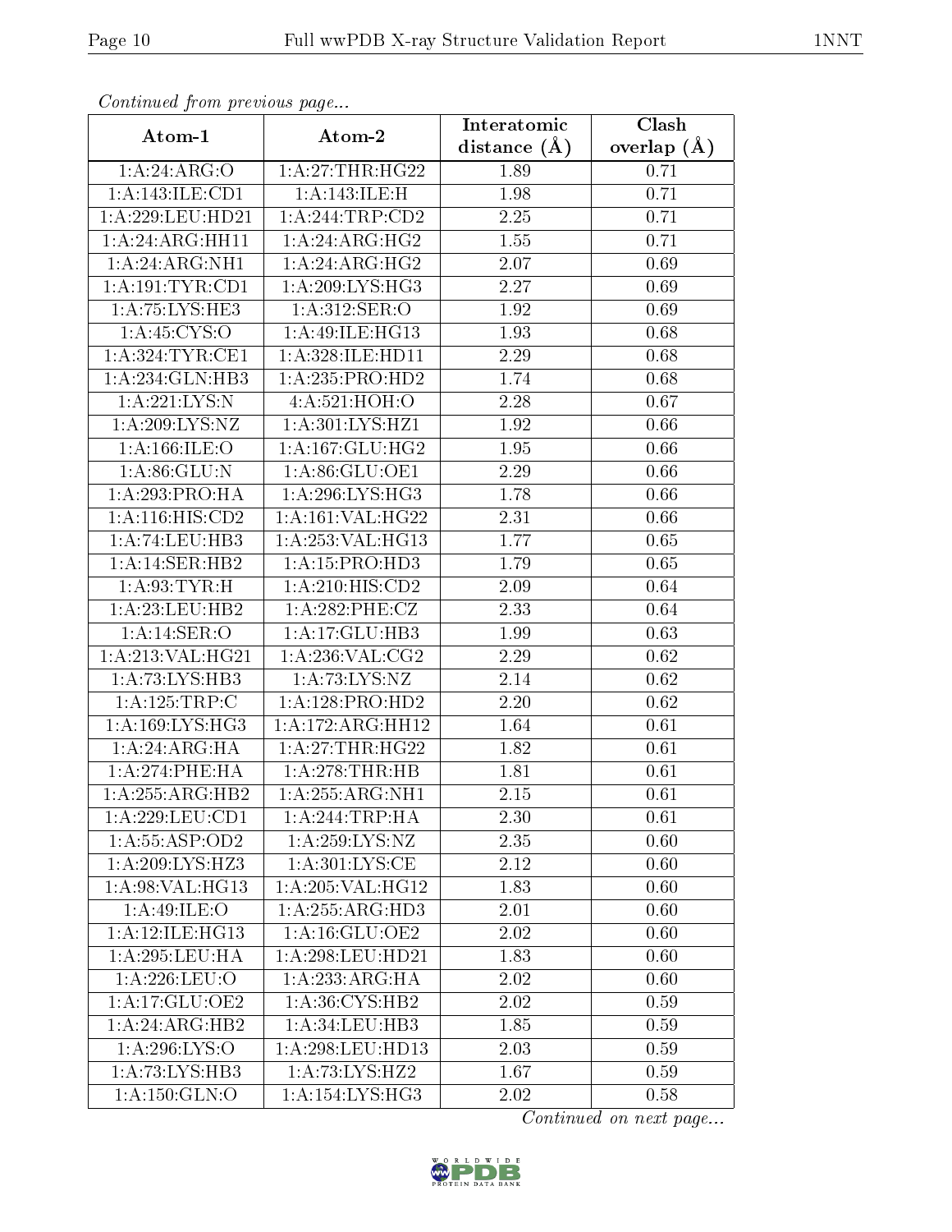*Continued from previous page...*

| Atom-1 | Atom-2 | Interatomic distance (Å) | Clash overlap (Å) |
| --- | --- | --- | --- |
| 1:A:24:ARG:O | 1:A:27:THR:HG22 | 1.89 | 0.71 |
| 1:A:143:ILE:CD1 | 1:A:143:ILE:H | 1.98 | 0.71 |
| 1:A:229:LEU:HD21 | 1:A:244:TRP:CD2 | 2.25 | 0.71 |
| 1:A:24:ARG:HH11 | 1:A:24:ARG:HG2 | 1.55 | 0.71 |
| 1:A:24:ARG:NH1 | 1:A:24:ARG:HG2 | 2.07 | 0.69 |
| 1:A:191:TYR:CD1 | 1:A:209:LYS:HG3 | 2.27 | 0.69 |
| 1:A:75:LYS:HE3 | 1:A:312:SER:O | 1.92 | 0.69 |
| 1:A:45:CYS:O | 1:A:49:ILE:HG13 | 1.93 | 0.68 |
| 1:A:324:TYR:CE1 | 1:A:328:ILE:HD11 | 2.29 | 0.68 |
| 1:A:234:GLN:HB3 | 1:A:235:PRO:HD2 | 1.74 | 0.68 |
| 1:A:221:LYS:N | 4:A:521:HOH:O | 2.28 | 0.67 |
| 1:A:209:LYS:NZ | 1:A:301:LYS:HZ1 | 1.92 | 0.66 |
| 1:A:166:ILE:O | 1:A:167:GLU:HG2 | 1.95 | 0.66 |
| 1:A:86:GLU:N | 1:A:86:GLU:OE1 | 2.29 | 0.66 |
| 1:A:293:PRO:HA | 1:A:296:LYS:HG3 | 1.78 | 0.66 |
| 1:A:116:HIS:CD2 | 1:A:161:VAL:HG22 | 2.31 | 0.66 |
| 1:A:74:LEU:HB3 | 1:A:253:VAL:HG13 | 1.77 | 0.65 |
| 1:A:14:SER:HB2 | 1:A:15:PRO:HD3 | 1.79 | 0.65 |
| 1:A:93:TYR:H | 1:A:210:HIS:CD2 | 2.09 | 0.64 |
| 1:A:23:LEU:HB2 | 1:A:282:PHE:CZ | 2.33 | 0.64 |
| 1:A:14:SER:O | 1:A:17:GLU:HB3 | 1.99 | 0.63 |
| 1:A:213:VAL:HG21 | 1:A:236:VAL:CG2 | 2.29 | 0.62 |
| 1:A:73:LYS:HB3 | 1:A:73:LYS:NZ | 2.14 | 0.62 |
| 1:A:125:TRP:C | 1:A:128:PRO:HD2 | 2.20 | 0.62 |
| 1:A:169:LYS:HG3 | 1:A:172:ARG:HH12 | 1.64 | 0.61 |
| 1:A:24:ARG:HA | 1:A:27:THR:HG22 | 1.82 | 0.61 |
| 1:A:274:PHE:HA | 1:A:278:THR:HB | 1.81 | 0.61 |
| 1:A:255:ARG:HB2 | 1:A:255:ARG:NH1 | 2.15 | 0.61 |
| 1:A:229:LEU:CD1 | 1:A:244:TRP:HA | 2.30 | 0.61 |
| 1:A:55:ASP:OD2 | 1:A:259:LYS:NZ | 2.35 | 0.60 |
| 1:A:209:LYS:HZ3 | 1:A:301:LYS:CE | 2.12 | 0.60 |
| 1:A:98:VAL:HG13 | 1:A:205:VAL:HG12 | 1.83 | 0.60 |
| 1:A:49:ILE:O | 1:A:255:ARG:HD3 | 2.01 | 0.60 |
| 1:A:12:ILE:HG13 | 1:A:16:GLU:OE2 | 2.02 | 0.60 |
| 1:A:295:LEU:HA | 1:A:298:LEU:HD21 | 1.83 | 0.60 |
| 1:A:226:LEU:O | 1:A:233:ARG:HA | 2.02 | 0.60 |
| 1:A:17:GLU:OE2 | 1:A:36:CYS:HB2 | 2.02 | 0.59 |
| 1:A:24:ARG:HB2 | 1:A:34:LEU:HB3 | 1.85 | 0.59 |
| 1:A:296:LYS:O | 1:A:298:LEU:HD13 | 2.03 | 0.59 |
| 1:A:73:LYS:HB3 | 1:A:73:LYS:HZ2 | 1.67 | 0.59 |
| 1:A:150:GLN:O | 1:A:154:LYS:HG3 | 2.02 | 0.58 |

*Continued on next page...*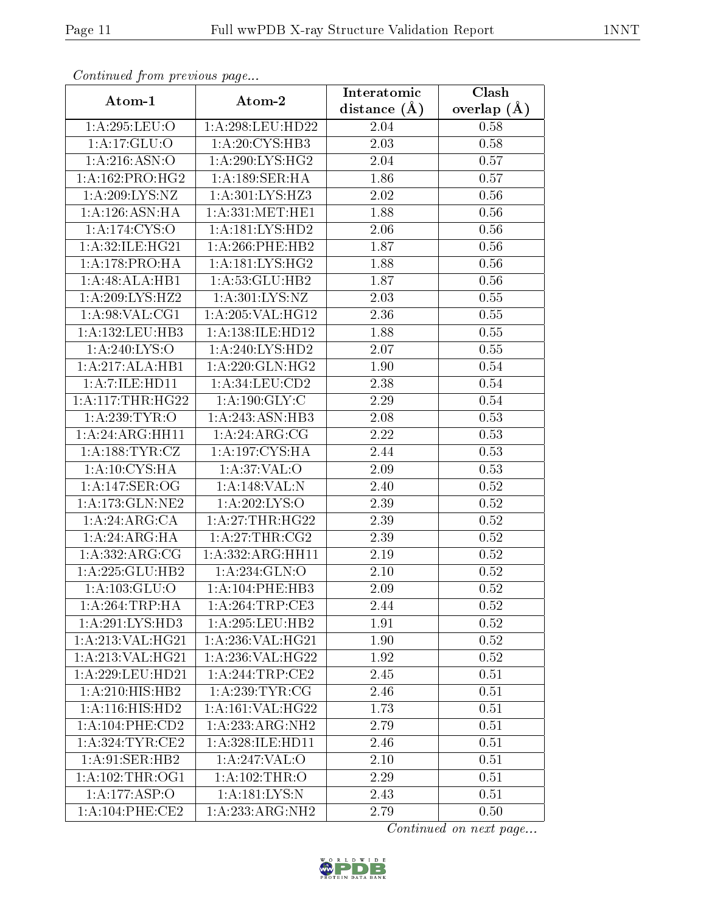*Continued from previous page...*

| Atom-1 | Atom-2 | Interatomic distance (Å) | Clash overlap (Å) |
|---|---|---|---|
| 1:A:295:LEU:O | 1:A:298:LEU:HD22 | 2.04 | 0.58 |
| 1:A:17:GLU:O | 1:A:20:CYS:HB3 | 2.03 | 0.58 |
| 1:A:216:ASN:O | 1:A:290:LYS:HG2 | 2.04 | 0.57 |
| 1:A:162:PRO:HG2 | 1:A:189:SER:HA | 1.86 | 0.57 |
| 1:A:209:LYS:NZ | 1:A:301:LYS:HZ3 | 2.02 | 0.56 |
| 1:A:126:ASN:HA | 1:A:331:MET:HE1 | 1.88 | 0.56 |
| 1:A:174:CYS:O | 1:A:181:LYS:HD2 | 2.06 | 0.56 |
| 1:A:32:ILE:HG21 | 1:A:266:PHE:HB2 | 1.87 | 0.56 |
| 1:A:178:PRO:HA | 1:A:181:LYS:HG2 | 1.88 | 0.56 |
| 1:A:48:ALA:HB1 | 1:A:53:GLU:HB2 | 1.87 | 0.56 |
| 1:A:209:LYS:HZ2 | 1:A:301:LYS:NZ | 2.03 | 0.55 |
| 1:A:98:VAL:CG1 | 1:A:205:VAL:HG12 | 2.36 | 0.55 |
| 1:A:132:LEU:HB3 | 1:A:138:ILE:HD12 | 1.88 | 0.55 |
| 1:A:240:LYS:O | 1:A:240:LYS:HD2 | 2.07 | 0.55 |
| 1:A:217:ALA:HB1 | 1:A:220:GLN:HG2 | 1.90 | 0.54 |
| 1:A:7:ILE:HD11 | 1:A:34:LEU:CD2 | 2.38 | 0.54 |
| 1:A:117:THR:HG22 | 1:A:190:GLY:C | 2.29 | 0.54 |
| 1:A:239:TYR:O | 1:A:243:ASN:HB3 | 2.08 | 0.53 |
| 1:A:24:ARG:HH11 | 1:A:24:ARG:CG | 2.22 | 0.53 |
| 1:A:188:TYR:CZ | 1:A:197:CYS:HA | 2.44 | 0.53 |
| 1:A:10:CYS:HA | 1:A:37:VAL:O | 2.09 | 0.53 |
| 1:A:147:SER:OG | 1:A:148:VAL:N | 2.40 | 0.52 |
| 1:A:173:GLN:NE2 | 1:A:202:LYS:O | 2.39 | 0.52 |
| 1:A:24:ARG:CA | 1:A:27:THR:HG22 | 2.39 | 0.52 |
| 1:A:24:ARG:HA | 1:A:27:THR:CG2 | 2.39 | 0.52 |
| 1:A:332:ARG:CG | 1:A:332:ARG:HH11 | 2.19 | 0.52 |
| 1:A:225:GLU:HB2 | 1:A:234:GLN:O | 2.10 | 0.52 |
| 1:A:103:GLU:O | 1:A:104:PHE:HB3 | 2.09 | 0.52 |
| 1:A:264:TRP:HA | 1:A:264:TRP:CE3 | 2.44 | 0.52 |
| 1:A:291:LYS:HD3 | 1:A:295:LEU:HB2 | 1.91 | 0.52 |
| 1:A:213:VAL:HG21 | 1:A:236:VAL:HG21 | 1.90 | 0.52 |
| 1:A:213:VAL:HG21 | 1:A:236:VAL:HG22 | 1.92 | 0.52 |
| 1:A:229:LEU:HD21 | 1:A:244:TRP:CE2 | 2.45 | 0.51 |
| 1:A:210:HIS:HB2 | 1:A:239:TYR:CG | 2.46 | 0.51 |
| 1:A:116:HIS:HD2 | 1:A:161:VAL:HG22 | 1.73 | 0.51 |
| 1:A:104:PHE:CD2 | 1:A:233:ARG:NH2 | 2.79 | 0.51 |
| 1:A:324:TYR:CE2 | 1:A:328:ILE:HD11 | 2.46 | 0.51 |
| 1:A:91:SER:HB2 | 1:A:247:VAL:O | 2.10 | 0.51 |
| 1:A:102:THR:OG1 | 1:A:102:THR:O | 2.29 | 0.51 |
| 1:A:177:ASP:O | 1:A:181:LYS:N | 2.43 | 0.51 |
| 1:A:104:PHE:CE2 | 1:A:233:ARG:NH2 | 2.79 | 0.50 |

*Continued on next page...*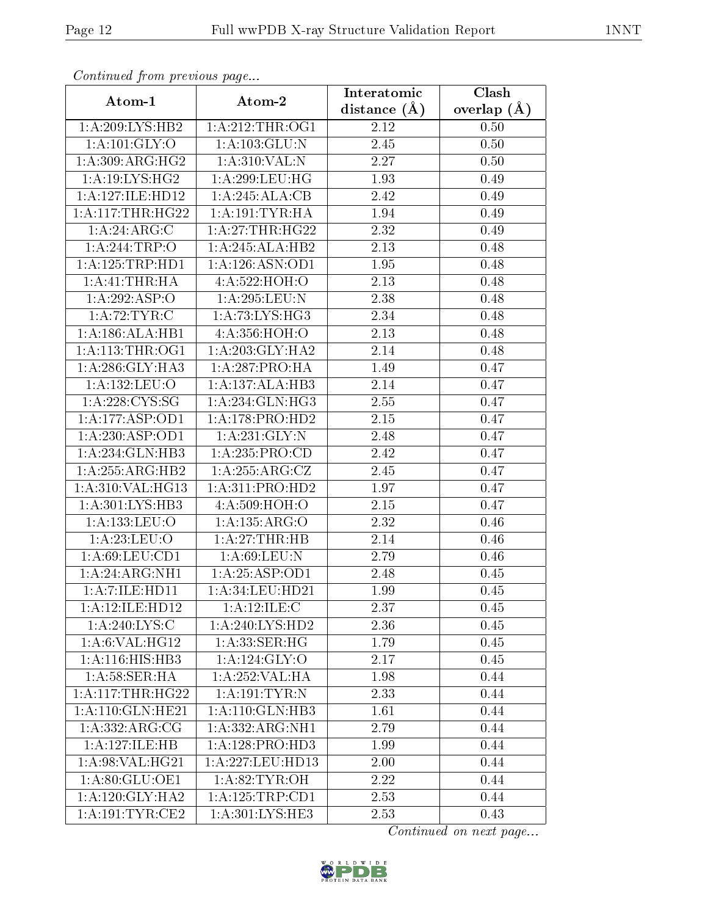*Continued from previous page...*

| Atom-1 | Atom-2 | Interatomic distance (Å) | Clash overlap (Å) |
| --- | --- | --- | --- |
| 1:A:209:LYS:HB2 | 1:A:212:THR:OG1 | 2.12 | 0.50 |
| 1:A:101:GLY:O | 1:A:103:GLU:N | 2.45 | 0.50 |
| 1:A:309:ARG:HG2 | 1:A:310:VAL:N | 2.27 | 0.50 |
| 1:A:19:LYS:HG2 | 1:A:299:LEU:HG | 1.93 | 0.49 |
| 1:A:127:ILE:HD12 | 1:A:245:ALA:CB | 2.42 | 0.49 |
| 1:A:117:THR:HG22 | 1:A:191:TYR:HA | 1.94 | 0.49 |
| 1:A:24:ARG:C | 1:A:27:THR:HG22 | 2.32 | 0.49 |
| 1:A:244:TRP:O | 1:A:245:ALA:HB2 | 2.13 | 0.48 |
| 1:A:125:TRP:HD1 | 1:A:126:ASN:OD1 | 1.95 | 0.48 |
| 1:A:41:THR:HA | 4:A:522:HOH:O | 2.13 | 0.48 |
| 1:A:292:ASP:O | 1:A:295:LEU:N | 2.38 | 0.48 |
| 1:A:72:TYR:C | 1:A:73:LYS:HG3 | 2.34 | 0.48 |
| 1:A:186:ALA:HB1 | 4:A:356:HOH:O | 2.13 | 0.48 |
| 1:A:113:THR:OG1 | 1:A:203:GLY:HA2 | 2.14 | 0.48 |
| 1:A:286:GLY:HA3 | 1:A:287:PRO:HA | 1.49 | 0.47 |
| 1:A:132:LEU:O | 1:A:137:ALA:HB3 | 2.14 | 0.47 |
| 1:A:228:CYS:SG | 1:A:234:GLN:HG3 | 2.55 | 0.47 |
| 1:A:177:ASP:OD1 | 1:A:178:PRO:HD2 | 2.15 | 0.47 |
| 1:A:230:ASP:OD1 | 1:A:231:GLY:N | 2.48 | 0.47 |
| 1:A:234:GLN:HB3 | 1:A:235:PRO:CD | 2.42 | 0.47 |
| 1:A:255:ARG:HB2 | 1:A:255:ARG:CZ | 2.45 | 0.47 |
| 1:A:310:VAL:HG13 | 1:A:311:PRO:HD2 | 1.97 | 0.47 |
| 1:A:301:LYS:HB3 | 4:A:509:HOH:O | 2.15 | 0.47 |
| 1:A:133:LEU:O | 1:A:135:ARG:O | 2.32 | 0.46 |
| 1:A:23:LEU:O | 1:A:27:THR:HB | 2.14 | 0.46 |
| 1:A:69:LEU:CD1 | 1:A:69:LEU:N | 2.79 | 0.46 |
| 1:A:24:ARG:NH1 | 1:A:25:ASP:OD1 | 2.48 | 0.45 |
| 1:A:7:ILE:HD11 | 1:A:34:LEU:HD21 | 1.99 | 0.45 |
| 1:A:12:ILE:HD12 | 1:A:12:ILE:C | 2.37 | 0.45 |
| 1:A:240:LYS:C | 1:A:240:LYS:HD2 | 2.36 | 0.45 |
| 1:A:6:VAL:HG12 | 1:A:33:SER:HG | 1.79 | 0.45 |
| 1:A:116:HIS:HB3 | 1:A:124:GLY:O | 2.17 | 0.45 |
| 1:A:58:SER:HA | 1:A:252:VAL:HA | 1.98 | 0.44 |
| 1:A:117:THR:HG22 | 1:A:191:TYR:N | 2.33 | 0.44 |
| 1:A:110:GLN:HE21 | 1:A:110:GLN:HB3 | 1.61 | 0.44 |
| 1:A:332:ARG:CG | 1:A:332:ARG:NH1 | 2.79 | 0.44 |
| 1:A:127:ILE:HB | 1:A:128:PRO:HD3 | 1.99 | 0.44 |
| 1:A:98:VAL:HG21 | 1:A:227:LEU:HD13 | 2.00 | 0.44 |
| 1:A:80:GLU:OE1 | 1:A:82:TYR:OH | 2.22 | 0.44 |
| 1:A:120:GLY:HA2 | 1:A:125:TRP:CD1 | 2.53 | 0.44 |
| 1:A:191:TYR:CE2 | 1:A:301:LYS:HE3 | 2.53 | 0.43 |

*Continued on next page...*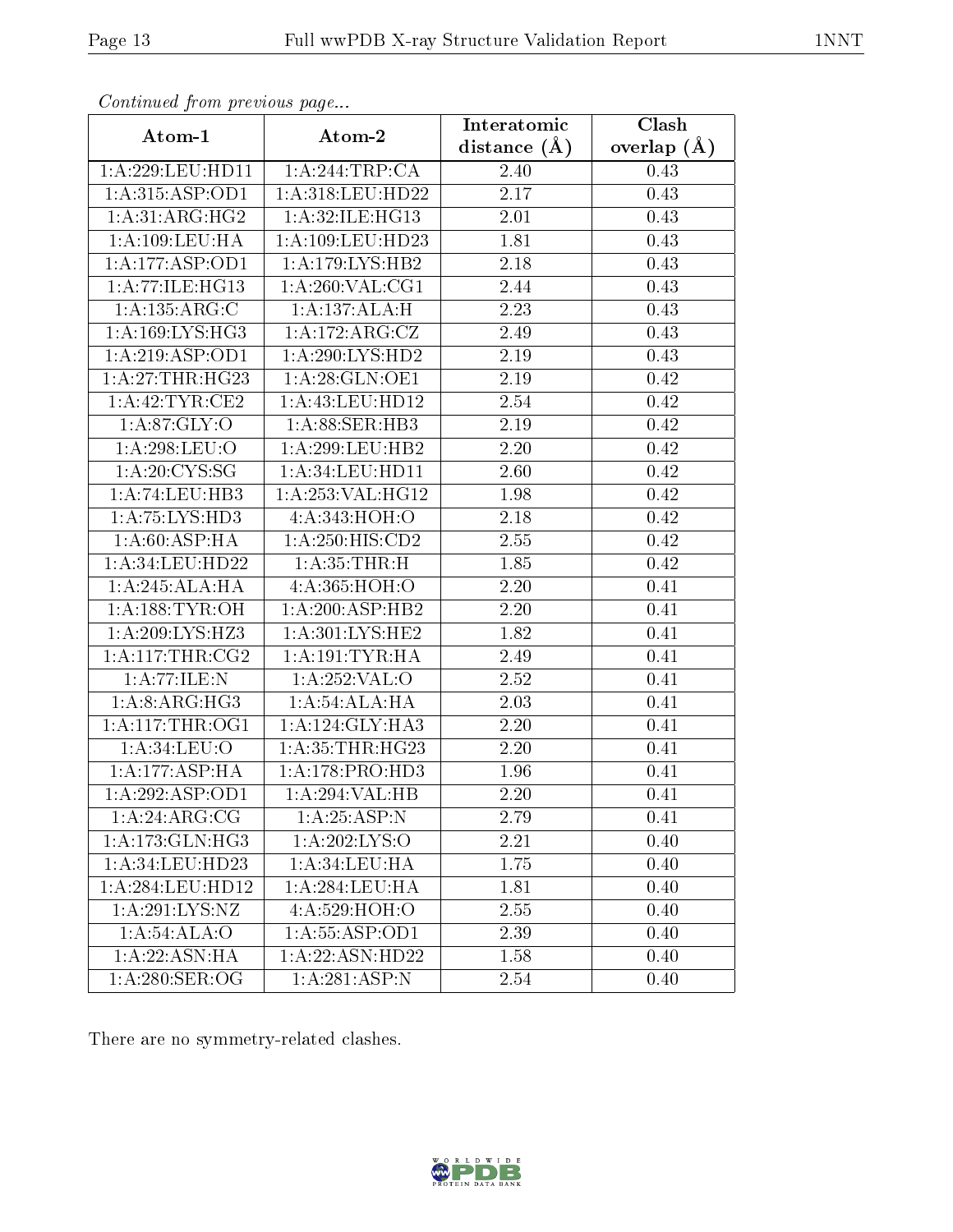*Continued from previous page...*

| Atom-1 | Atom-2 | Interatomic distance (Å) | Clash overlap (Å) |
|---|---|---|---|
| 1:A:229:LEU:HD11 | 1:A:244:TRP:CA | 2.40 | 0.43 |
| 1:A:315:ASP:OD1 | 1:A:318:LEU:HD22 | 2.17 | 0.43 |
| 1:A:31:ARG:HG2 | 1:A:32:ILE:HG13 | 2.01 | 0.43 |
| 1:A:109:LEU:HA | 1:A:109:LEU:HD23 | 1.81 | 0.43 |
| 1:A:177:ASP:OD1 | 1:A:179:LYS:HB2 | 2.18 | 0.43 |
| 1:A:77:ILE:HG13 | 1:A:260:VAL:CG1 | 2.44 | 0.43 |
| 1:A:135:ARG:C | 1:A:137:ALA:H | 2.23 | 0.43 |
| 1:A:169:LYS:HG3 | 1:A:172:ARG:CZ | 2.49 | 0.43 |
| 1:A:219:ASP:OD1 | 1:A:290:LYS:HD2 | 2.19 | 0.43 |
| 1:A:27:THR:HG23 | 1:A:28:GLN:OE1 | 2.19 | 0.42 |
| 1:A:42:TYR:CE2 | 1:A:43:LEU:HD12 | 2.54 | 0.42 |
| 1:A:87:GLY:O | 1:A:88:SER:HB3 | 2.19 | 0.42 |
| 1:A:298:LEU:O | 1:A:299:LEU:HB2 | 2.20 | 0.42 |
| 1:A:20:CYS:SG | 1:A:34:LEU:HD11 | 2.60 | 0.42 |
| 1:A:74:LEU:HB3 | 1:A:253:VAL:HG12 | 1.98 | 0.42 |
| 1:A:75:LYS:HD3 | 4:A:343:HOH:O | 2.18 | 0.42 |
| 1:A:60:ASP:HA | 1:A:250:HIS:CD2 | 2.55 | 0.42 |
| 1:A:34:LEU:HD22 | 1:A:35:THR:H | 1.85 | 0.42 |
| 1:A:245:ALA:HA | 4:A:365:HOH:O | 2.20 | 0.41 |
| 1:A:188:TYR:OH | 1:A:200:ASP:HB2 | 2.20 | 0.41 |
| 1:A:209:LYS:HZ3 | 1:A:301:LYS:HE2 | 1.82 | 0.41 |
| 1:A:117:THR:CG2 | 1:A:191:TYR:HA | 2.49 | 0.41 |
| 1:A:77:ILE:N | 1:A:252:VAL:O | 2.52 | 0.41 |
| 1:A:8:ARG:HG3 | 1:A:54:ALA:HA | 2.03 | 0.41 |
| 1:A:117:THR:OG1 | 1:A:124:GLY:HA3 | 2.20 | 0.41 |
| 1:A:34:LEU:O | 1:A:35:THR:HG23 | 2.20 | 0.41 |
| 1:A:177:ASP:HA | 1:A:178:PRO:HD3 | 1.96 | 0.41 |
| 1:A:292:ASP:OD1 | 1:A:294:VAL:HB | 2.20 | 0.41 |
| 1:A:24:ARG:CG | 1:A:25:ASP:N | 2.79 | 0.41 |
| 1:A:173:GLN:HG3 | 1:A:202:LYS:O | 2.21 | 0.40 |
| 1:A:34:LEU:HD23 | 1:A:34:LEU:HA | 1.75 | 0.40 |
| 1:A:284:LEU:HD12 | 1:A:284:LEU:HA | 1.81 | 0.40 |
| 1:A:291:LYS:NZ | 4:A:529:HOH:O | 2.55 | 0.40 |
| 1:A:54:ALA:O | 1:A:55:ASP:OD1 | 2.39 | 0.40 |
| 1:A:22:ASN:HA | 1:A:22:ASN:HD22 | 1.58 | 0.40 |
| 1:A:280:SER:OG | 1:A:281:ASP:N | 2.54 | 0.40 |

There are no symmetry-related clashes.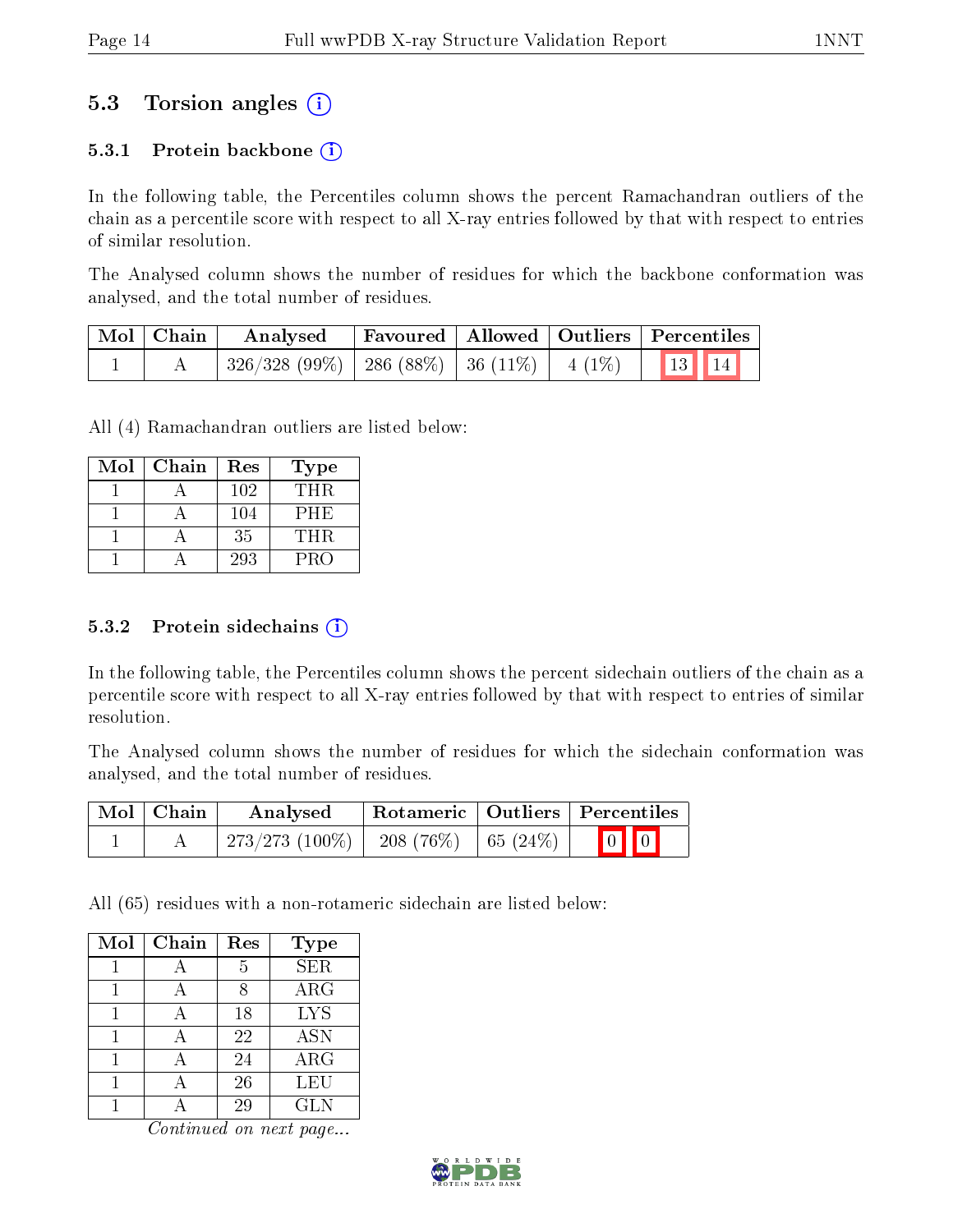## 5.3 Torsion angles (i)

### 5.3.1 Protein backbone (i)

In the following table, the Percentiles column shows the percent Ramachandran outliers of the chain as a percentile score with respect to all X-ray entries followed by that with respect to entries of similar resolution.

The Analysed column shows the number of residues for which the backbone conformation was analysed, and the total number of residues.

| Mol | Chain | Analysed | Favoured | Allowed | Outliers | Percentiles | |
|---|---|---|---|---|---|---|---|
| 1 | A | 326/328 (99%) | 286 (88%) | 36 (11%) | 4 (1%) | 13 | 14 |

All (4) Ramachandran outliers are listed below:

| Mol | Chain | Res | Type |
|---|---|---|---|
| 1 | A | 102 | THR |
| 1 | A | 104 | PHE |
| 1 | A | 35 | THR |
| 1 | A | 293 | PRO |

### 5.3.2 Protein sidechains (i)

In the following table, the Percentiles column shows the percent sidechain outliers of the chain as a percentile score with respect to all X-ray entries followed by that with respect to entries of similar resolution.

The Analysed column shows the number of residues for which the sidechain conformation was analysed, and the total number of residues.

| Mol | Chain | Analysed | Rotameric | Outliers | Percentiles | |
|---|---|---|---|---|---|---|
| 1 | A | 273/273 (100%) | 208 (76%) | 65 (24%) | 0 | 0 |

All (65) residues with a non-rotameric sidechain are listed below:

| Mol | Chain | Res | Type |
|---|---|---|---|
| 1 | A | 5 | SER |
| 1 | A | 8 | ARG |
| 1 | A | 18 | LYS |
| 1 | A | 22 | ASN |
| 1 | A | 24 | ARG |
| 1 | A | 26 | LEU |
| 1 | A | 29 | GLN |

*Continued on next page...*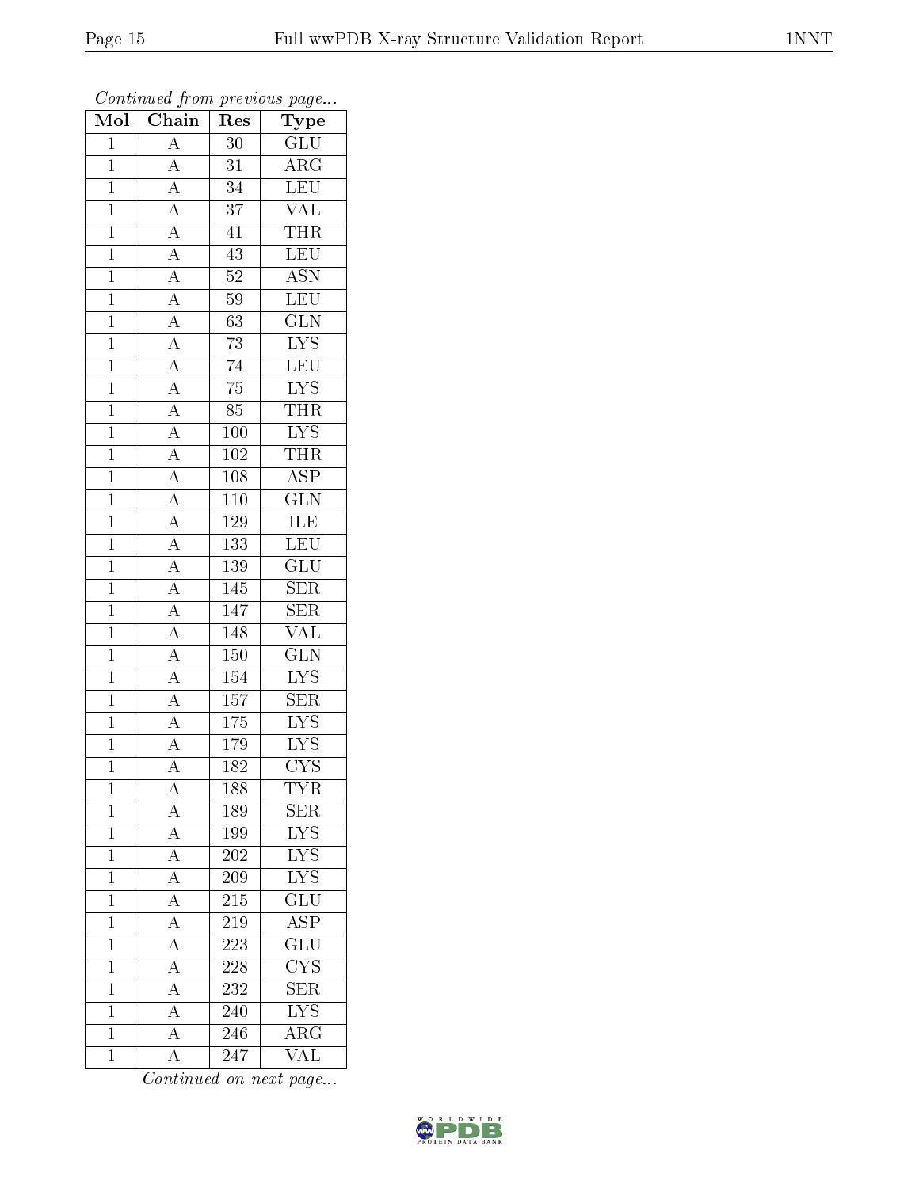*Continued from previous page...*

| Mol | Chain | Res | Type |
|---|---|---|---|
| 1 | A | 30 | GLU |
| 1 | A | 31 | ARG |
| 1 | A | 34 | LEU |
| 1 | A | 37 | VAL |
| 1 | A | 41 | THR |
| 1 | A | 43 | LEU |
| 1 | A | 52 | ASN |
| 1 | A | 59 | LEU |
| 1 | A | 63 | GLN |
| 1 | A | 73 | LYS |
| 1 | A | 74 | LEU |
| 1 | A | 75 | LYS |
| 1 | A | 85 | THR |
| 1 | A | 100 | LYS |
| 1 | A | 102 | THR |
| 1 | A | 108 | ASP |
| 1 | A | 110 | GLN |
| 1 | A | 129 | ILE |
| 1 | A | 133 | LEU |
| 1 | A | 139 | GLU |
| 1 | A | 145 | SER |
| 1 | A | 147 | SER |
| 1 | A | 148 | VAL |
| 1 | A | 150 | GLN |
| 1 | A | 154 | LYS |
| 1 | A | 157 | SER |
| 1 | A | 175 | LYS |
| 1 | A | 179 | LYS |
| 1 | A | 182 | CYS |
| 1 | A | 188 | TYR |
| 1 | A | 189 | SER |
| 1 | A | 199 | LYS |
| 1 | A | 202 | LYS |
| 1 | A | 209 | LYS |
| 1 | A | 215 | GLU |
| 1 | A | 219 | ASP |
| 1 | A | 223 | GLU |
| 1 | A | 228 | CYS |
| 1 | A | 232 | SER |
| 1 | A | 240 | LYS |
| 1 | A | 246 | ARG |
| 1 | A | 247 | VAL |

*Continued on next page...*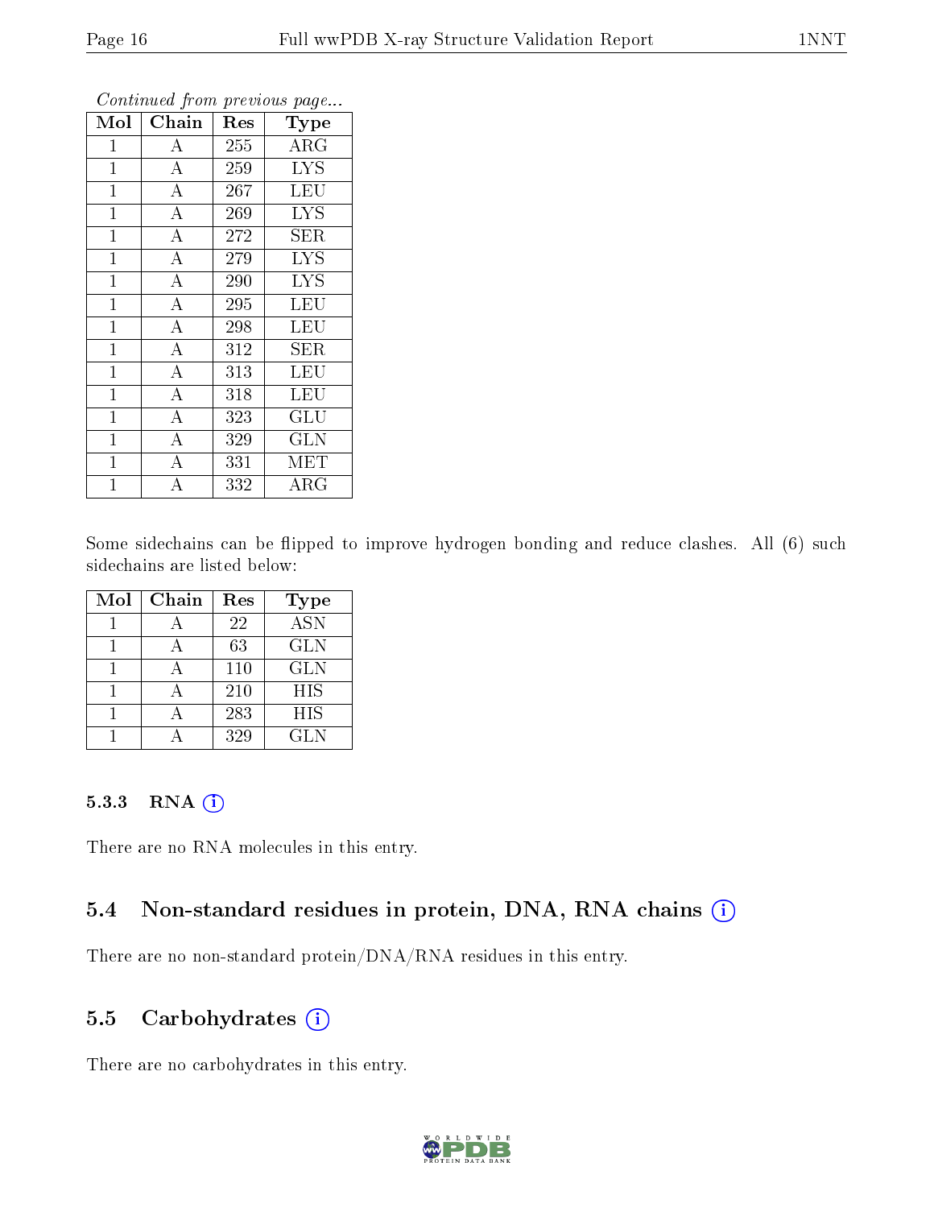*Continued from previous page...*

| Mol | Chain | Res | Type |
|---|---|---|---|
| 1 | A | 255 | ARG |
| 1 | A | 259 | LYS |
| 1 | A | 267 | LEU |
| 1 | A | 269 | LYS |
| 1 | A | 272 | SER |
| 1 | A | 279 | LYS |
| 1 | A | 290 | LYS |
| 1 | A | 295 | LEU |
| 1 | A | 298 | LEU |
| 1 | A | 312 | SER |
| 1 | A | 313 | LEU |
| 1 | A | 318 | LEU |
| 1 | A | 323 | GLU |
| 1 | A | 329 | GLN |
| 1 | A | 331 | MET |
| 1 | A | 332 | ARG |

Some sidechains can be flipped to improve hydrogen bonding and reduce clashes. All (6) such sidechains are listed below:

| Mol | Chain | Res | Type |
|---|---|---|---|
| 1 | A | 22 | ASN |
| 1 | A | 63 | GLN |
| 1 | A | 110 | GLN |
| 1 | A | 210 | HIS |
| 1 | A | 283 | HIS |
| 1 | A | 329 | GLN |

#### 5.3.3 RNA (i)

There are no RNA molecules in this entry.

### 5.4 Non-standard residues in protein, DNA, RNA chains (i)

There are no non-standard protein/DNA/RNA residues in this entry.

### 5.5 Carbohydrates (i)

There are no carbohydrates in this entry.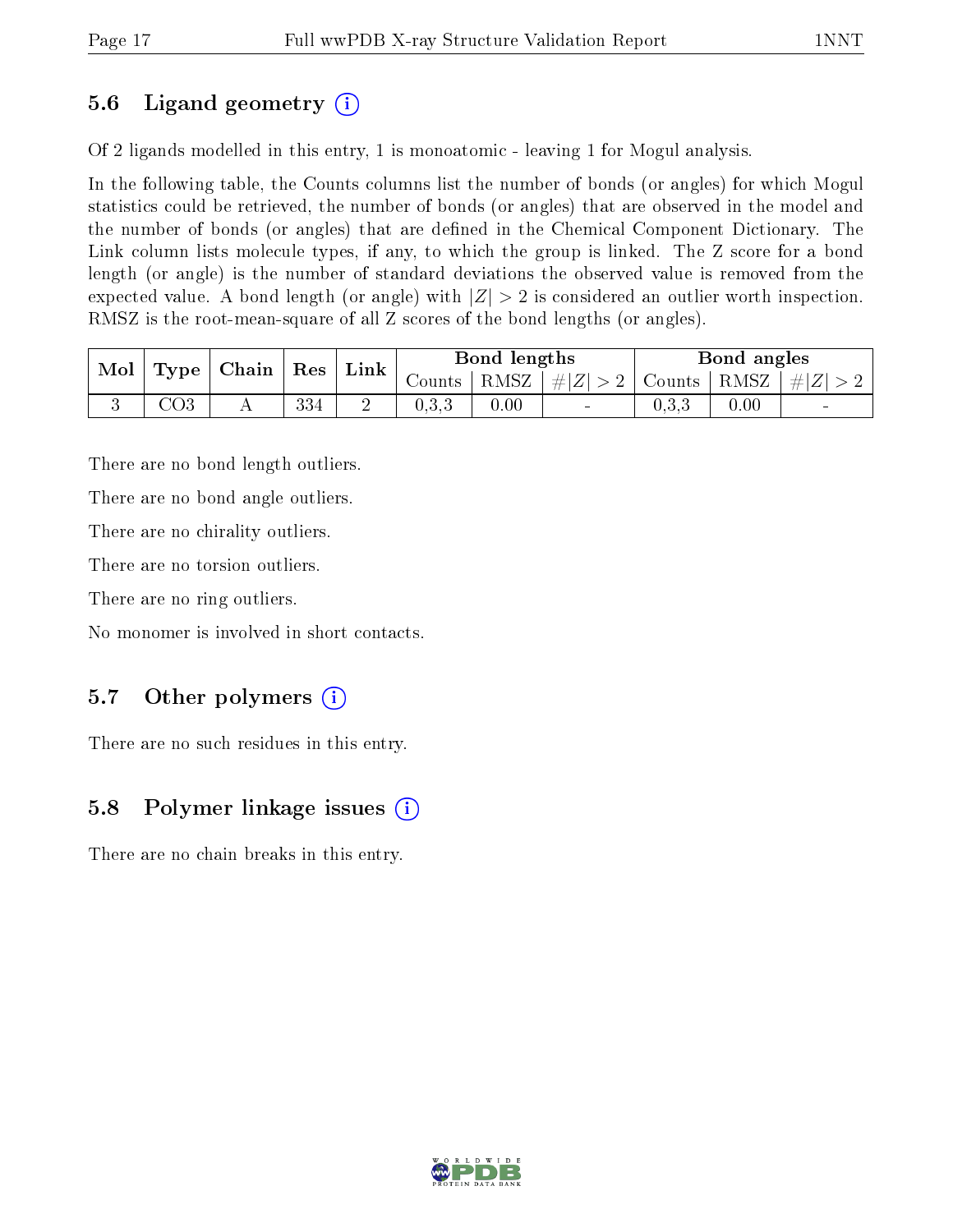## 5.6 Ligand geometry (i)

Of 2 ligands modelled in this entry, 1 is monoatomic - leaving 1 for Mogul analysis.

In the following table, the Counts columns list the number of bonds (or angles) for which Mogul statistics could be retrieved, the number of bonds (or angles) that are observed in the model and the number of bonds (or angles) that are defined in the Chemical Component Dictionary. The Link column lists molecule types, if any, to which the group is linked. The Z score for a bond length (or angle) is the number of standard deviations the observed value is removed from the expected value. A bond length (or angle) with $|Z| > 2$ is considered an outlier worth inspection. RMSZ is the root-mean-square of all Z scores of the bond lengths (or angles).

| Mol | Type | Chain | Res | Link | Bond lengths | | | Bond angles | | |
|---|---|---|---|---|---|---|---|---|---|---|
| | | | | | Counts | RMSZ | $\#|Z|>2$ | Counts | RMSZ | $\#|Z|>2$ |
| 3 | CO3 | A | 334 | 2 | 0,3,3 | 0.00 | - | 0,3,3 | 0.00 | - |

There are no bond length outliers.

There are no bond angle outliers.

There are no chirality outliers.

There are no torsion outliers.

There are no ring outliers.

No monomer is involved in short contacts.

## 5.7 Other polymers (i)

There are no such residues in this entry.

## 5.8 Polymer linkage issues (i)

There are no chain breaks in this entry.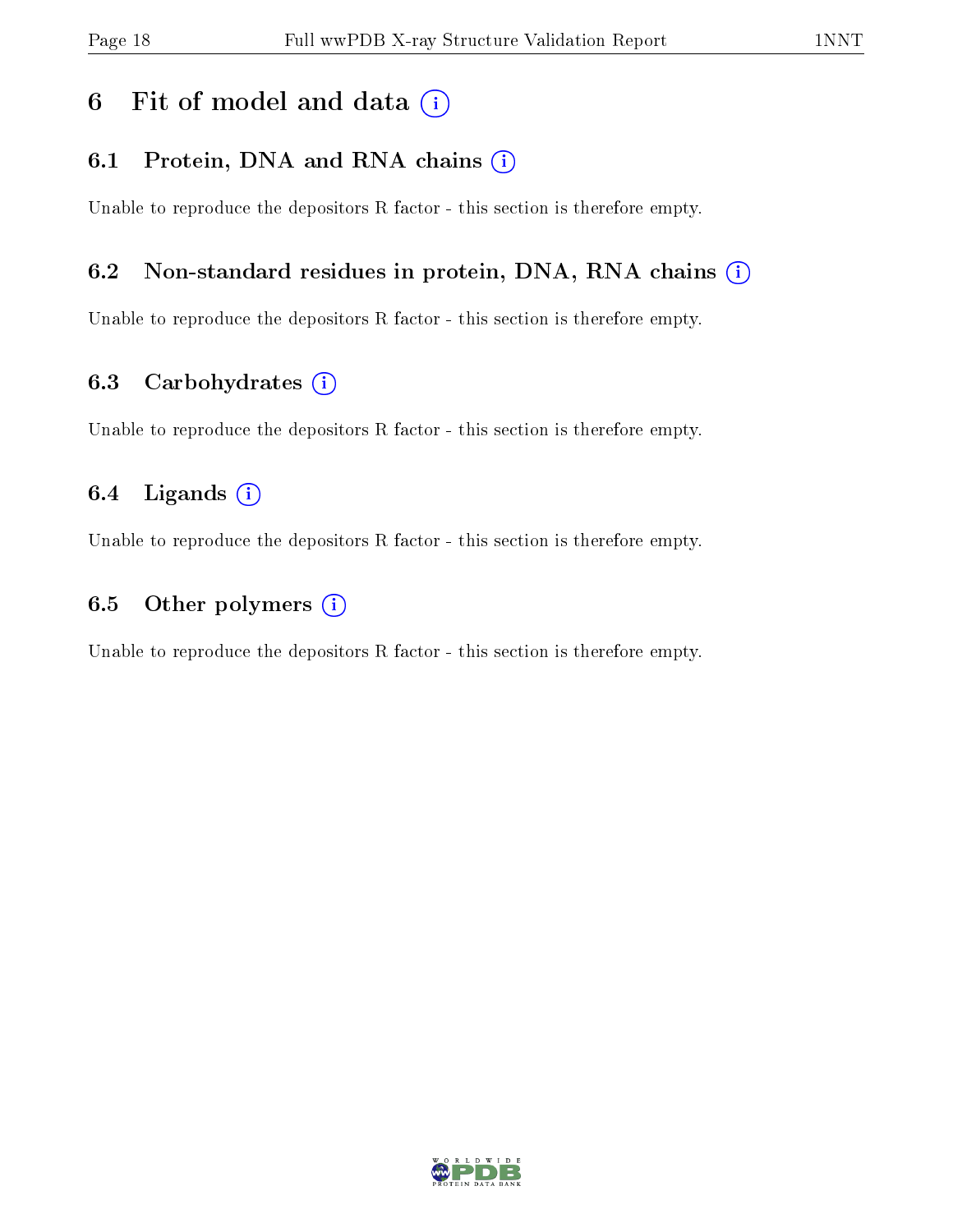# 6 Fit of model and data

## 6.1 Protein, DNA and RNA chains

Unable to reproduce the depositors R factor - this section is therefore empty.

## 6.2 Non-standard residues in protein, DNA, RNA chains

Unable to reproduce the depositors R factor - this section is therefore empty.

## 6.3 Carbohydrates

Unable to reproduce the depositors R factor - this section is therefore empty.

## 6.4 Ligands

Unable to reproduce the depositors R factor - this section is therefore empty.

## 6.5 Other polymers

Unable to reproduce the depositors R factor - this section is therefore empty.